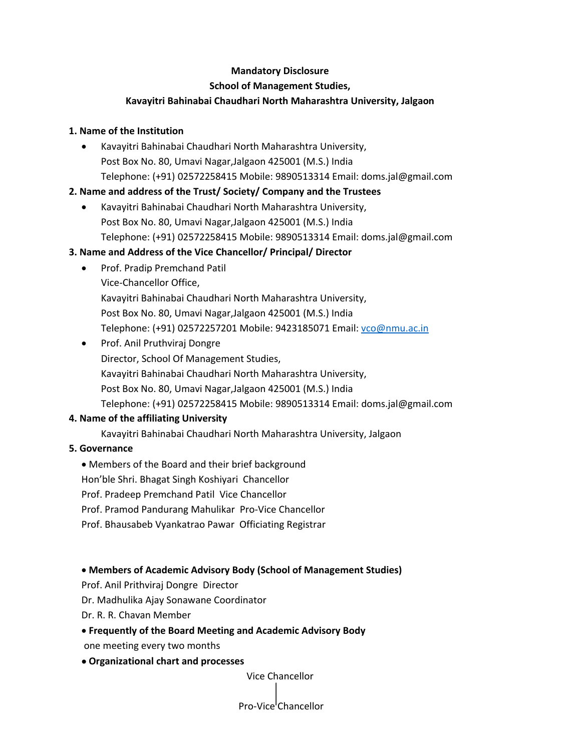**Mandatory Disclosure**

**School of Management Studies,**

**Kavayitri Bahinabai Chaudhari North Maharashtra University, Jalgaon**

**1. Name of the Institution**

- Kavayitri Bahinabai Chaudhari North Maharashtra University,
  Post Box No. 80, Umavi Nagar,Jalgaon 425001 (M.S.) India
  Telephone: (+91) 02572258415 Mobile: 9890513314 Email: doms.jal@gmail.com

**2. Name and address of the Trust/ Society/ Company and the Trustees**

- Kavayitri Bahinabai Chaudhari North Maharashtra University,
  Post Box No. 80, Umavi Nagar,Jalgaon 425001 (M.S.) India
  Telephone: (+91) 02572258415 Mobile: 9890513314 Email: doms.jal@gmail.com

**3. Name and Address of the Vice Chancellor/ Principal/ Director**

- Prof. Pradip Premchand Patil
  Vice-Chancellor Office,
  Kavayitri Bahinabai Chaudhari North Maharashtra University,
  Post Box No. 80, Umavi Nagar,Jalgaon 425001 (M.S.) India
  Telephone: (+91) 02572257201 Mobile: 9423185071 Email: vco@nmu.ac.in
- Prof. Anil Pruthviraj Dongre
  Director, School Of Management Studies,
  Kavayitri Bahinabai Chaudhari North Maharashtra University,
  Post Box No. 80, Umavi Nagar,Jalgaon 425001 (M.S.) India
  Telephone: (+91) 02572258415 Mobile: 9890513314 Email: doms.jal@gmail.com

**4. Name of the affiliating University**

Kavayitri Bahinabai Chaudhari North Maharashtra University, Jalgaon

**5. Governance**

- Members of the Board and their brief background

Hon'ble Shri. Bhagat Singh Koshiyari Chancellor
Prof. Pradeep Premchand Patil Vice Chancellor
Prof. Pramod Pandurang Mahulikar Pro-Vice Chancellor
Prof. Bhausabeb Vyankatrao Pawar Officiating Registrar

- **Members of Academic Advisory Body (School of Management Studies)**

Prof. Anil Prithviraj Dongre Director
Dr. Madhulika Ajay Sonawane Coordinator
Dr. R. R. Chavan Member

- **Frequently of the Board Meeting and Academic Advisory Body**

one meeting every two months

- **Organizational chart and processes**

Vice Chancellor
|
Pro-Vice Chancellor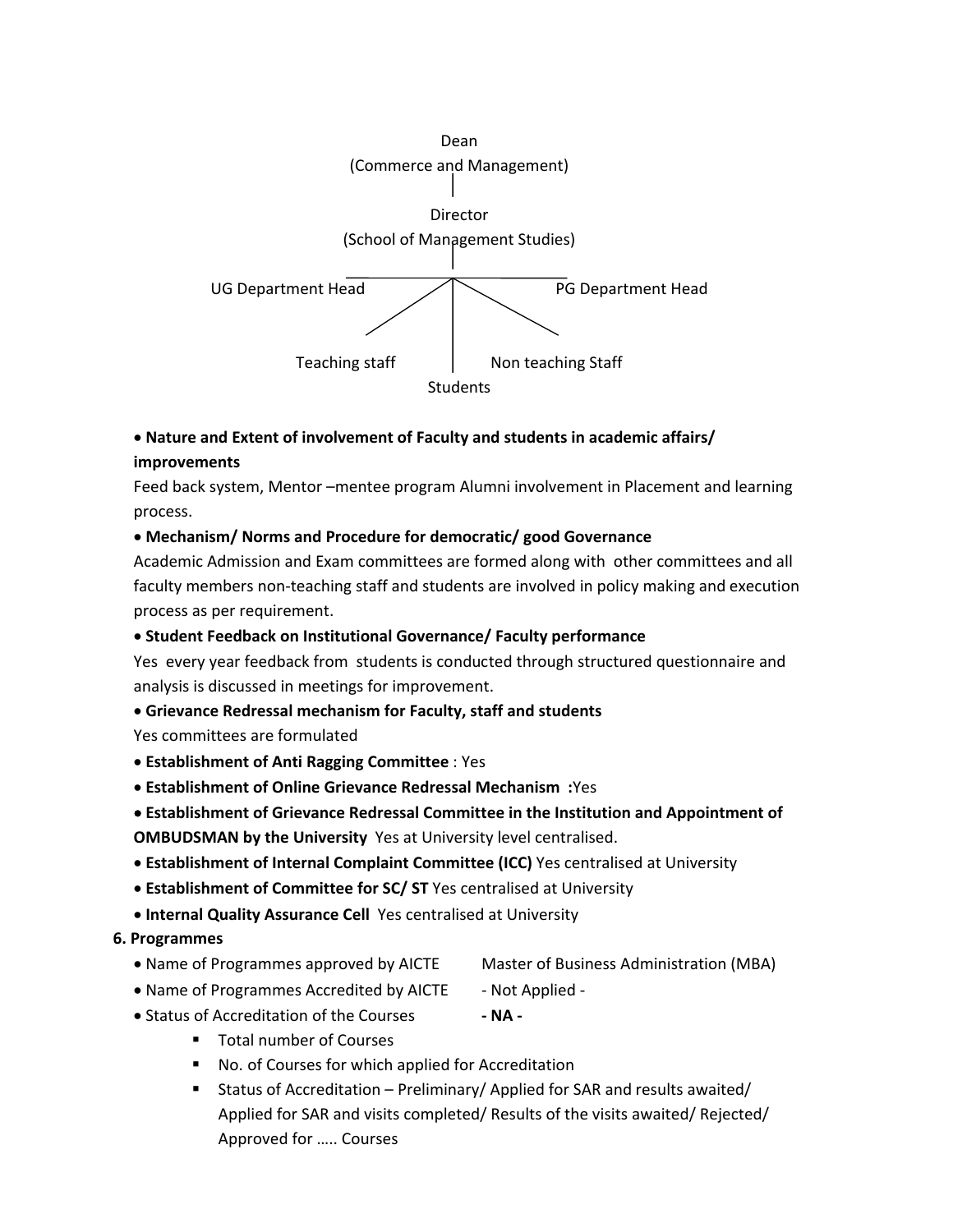Dean
(Commerce and Management)

Director
(School of Management Studies)

UG Department Head

PG Department Head

Teaching staff

Non teaching Staff

Students

- **Nature and Extent of involvement of Faculty and students in academic affairs/ improvements**

Feed back system, Mentor –mentee program Alumni involvement in Placement and learning process.

- **Mechanism/ Norms and Procedure for democratic/ good Governance**

Academic Admission and Exam committees are formed along with other committees and all faculty members non-teaching staff and students are involved in policy making and execution process as per requirement.

- **Student Feedback on Institutional Governance/ Faculty performance**

Yes every year feedback from students is conducted through structured questionnaire and analysis is discussed in meetings for improvement.

- **Grievance Redressal mechanism for Faculty, staff and students**

Yes committees are formulated

- **Establishment of Anti Ragging Committee** : Yes
- **Establishment of Online Grievance Redressal Mechanism :**Yes
- **Establishment of Grievance Redressal Committee in the Institution and Appointment of OMBUDSMAN by the University** Yes at University level centralised.
- **Establishment of Internal Complaint Committee (ICC)** Yes centralised at University
- **Establishment of Committee for SC/ ST** Yes centralised at University
- **Internal Quality Assurance Cell** Yes centralised at University

**6. Programmes**

- Name of Programmes approved by AICTE Master of Business Administration (MBA)
- Name of Programmes Accredited by AICTE - Not Applied -
- Status of Accreditation of the Courses **- NA -**
  - Total number of Courses
  - No. of Courses for which applied for Accreditation
  - Status of Accreditation – Preliminary/ Applied for SAR and results awaited/ Applied for SAR and visits completed/ Results of the visits awaited/ Rejected/ Approved for ….. Courses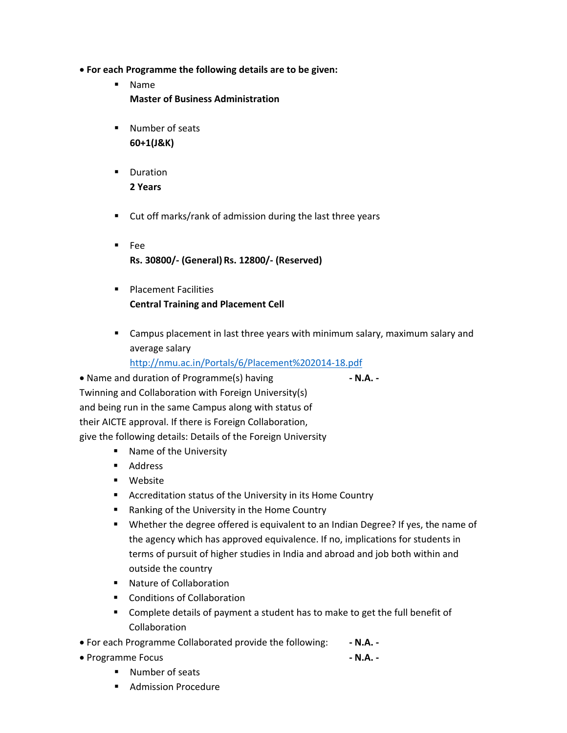- **For each Programme the following details are to be given:**
  - Name
    **Master of Business Administration**
  - Number of seats
    **60+1(J&K)**
  - Duration
    **2 Years**
  - Cut off marks/rank of admission during the last three years
  - Fee
    **Rs. 30800/- (General) Rs. 12800/- (Reserved)**
  - Placement Facilities
    **Central Training and Placement Cell**
  - Campus placement in last three years with minimum salary, maximum salary and average salary
    http://nmu.ac.in/Portals/6/Placement%202014-18.pdf
- Name and duration of Programme(s) having Twinning and Collaboration with Foreign University(s) and being run in the same Campus along with status of their AICTE approval. If there is Foreign Collaboration, give the following details: Details of the Foreign University **- N.A. -**
  - Name of the University
  - Address
  - Website
  - Accreditation status of the University in its Home Country
  - Ranking of the University in the Home Country
  - Whether the degree offered is equivalent to an Indian Degree? If yes, the name of the agency which has approved equivalence. If no, implications for students in terms of pursuit of higher studies in India and abroad and job both within and outside the country
  - Nature of Collaboration
  - Conditions of Collaboration
  - Complete details of payment a student has to make to get the full benefit of Collaboration
- For each Programme Collaborated provide the following: **- N.A. -**
- Programme Focus **- N.A. -**
  - Number of seats
  - Admission Procedure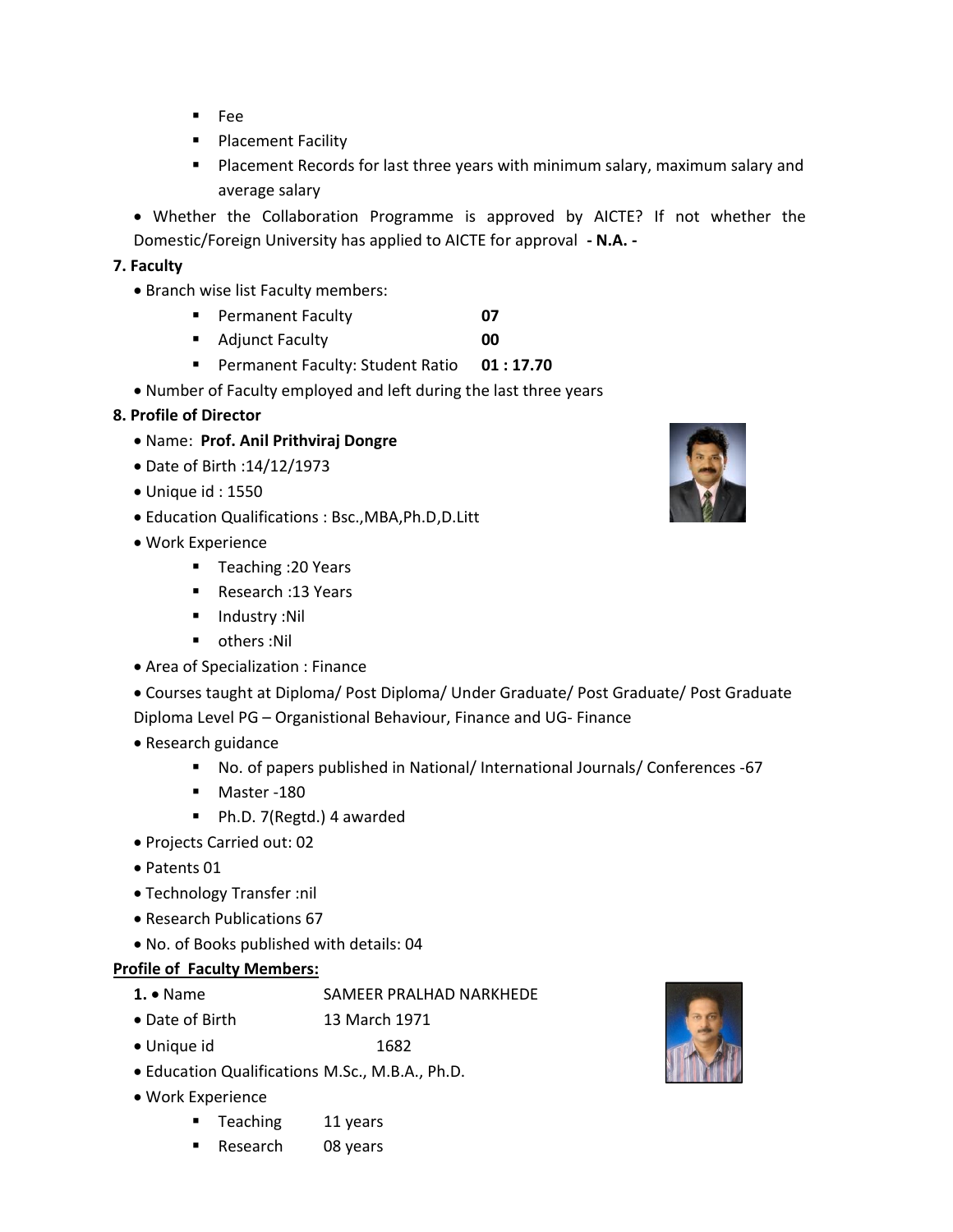- Fee
- Placement Facility
- Placement Records for last three years with minimum salary, maximum salary and average salary

- Whether the Collaboration Programme is approved by AICTE? If not whether the Domestic/Foreign University has applied to AICTE for approval **- N.A. -**

**7. Faculty**

- Branch wise list Faculty members:
  - Permanent Faculty **07**
  - Adjunct Faculty **00**
  - Permanent Faculty: Student Ratio **01 : 17.70**
- Number of Faculty employed and left during the last three years

**8. Profile of Director**

- Name: **Prof. Anil Prithviraj Dongre**
- Date of Birth :14/12/1973
- Unique id : 1550
- Education Qualifications : Bsc.,MBA,Ph.D,D.Litt
- Work Experience
  - Teaching :20 Years
  - Research :13 Years
  - Industry :Nil
  - others :Nil
- Area of Specialization : Finance
- Courses taught at Diploma/ Post Diploma/ Under Graduate/ Post Graduate/ Post Graduate Diploma Level PG – Organistional Behaviour, Finance and UG- Finance
- Research guidance
  - No. of papers published in National/ International Journals/ Conferences -67
  - Master -180
  - Ph.D. 7(Regtd.) 4 awarded
- Projects Carried out: 02
- Patents 01
- Technology Transfer :nil
- Research Publications 67
- No. of Books published with details: 04

**Profile of Faculty Members:**

**1.** • Name SAMEER PRALHAD NARKHEDE

- Date of Birth 13 March 1971
- Unique id 1682
- Education Qualifications M.Sc., M.B.A., Ph.D.
- Work Experience
  - Teaching 11 years
  - Research 08 years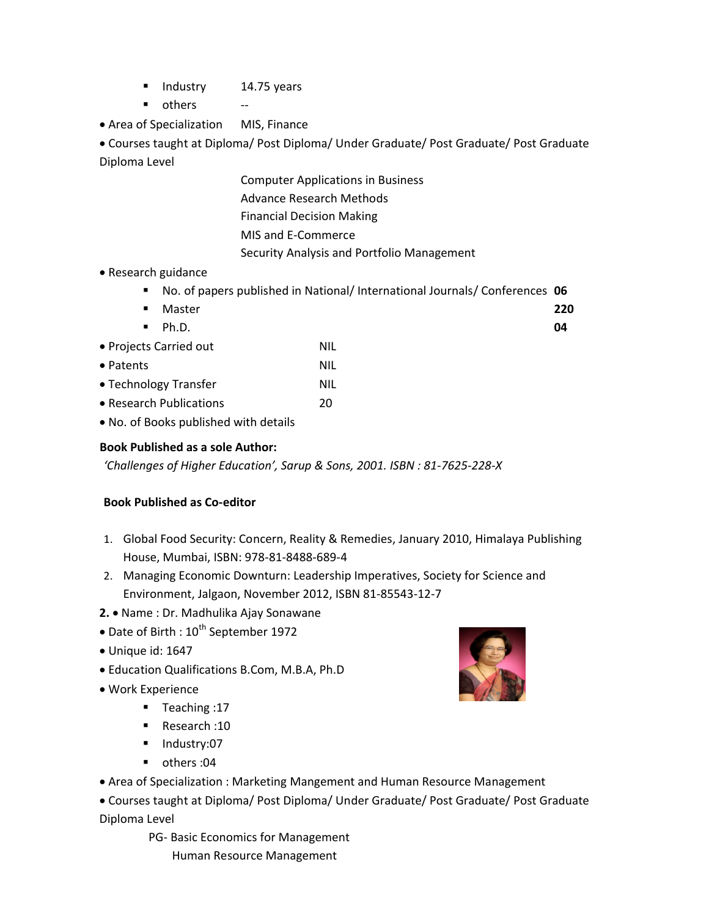- Industry 14.75 years
- others --

- Area of Specialization MIS, Finance
- Courses taught at Diploma/ Post Diploma/ Under Graduate/ Post Graduate/ Post Graduate Diploma Level

  Computer Applications in Business
  Advance Research Methods
  Financial Decision Making
  MIS and E-Commerce
  Security Analysis and Portfolio Management

- Research guidance
  - No. of papers published in National/ International Journals/ Conferences **06**
  - Master **220**
  - Ph.D. **04**
- Projects Carried out NIL
- Patents NIL
- Technology Transfer NIL
- Research Publications 20
- No. of Books published with details

**Book Published as a sole Author:**

*'Challenges of Higher Education', Sarup & Sons, 2001. ISBN : 81-7625-228-X*

**Book Published as Co-editor**

1. Global Food Security: Concern, Reality & Remedies, January 2010, Himalaya Publishing House, Mumbai, ISBN: 978-81-8488-689-4
2. Managing Economic Downturn: Leadership Imperatives, Society for Science and Environment, Jalgaon, November 2012, ISBN 81-85543-12-7

**2.** • Name : Dr. Madhulika Ajay Sonawane

- Date of Birth : 10th September 1972
- Unique id: 1647
- Education Qualifications B.Com, M.B.A, Ph.D
- Work Experience
  - Teaching :17
  - Research :10
  - Industry:07
  - others :04
- Area of Specialization : Marketing Mangement and Human Resource Management
- Courses taught at Diploma/ Post Diploma/ Under Graduate/ Post Graduate/ Post Graduate Diploma Level

  PG- Basic Economics for Management
  Human Resource Management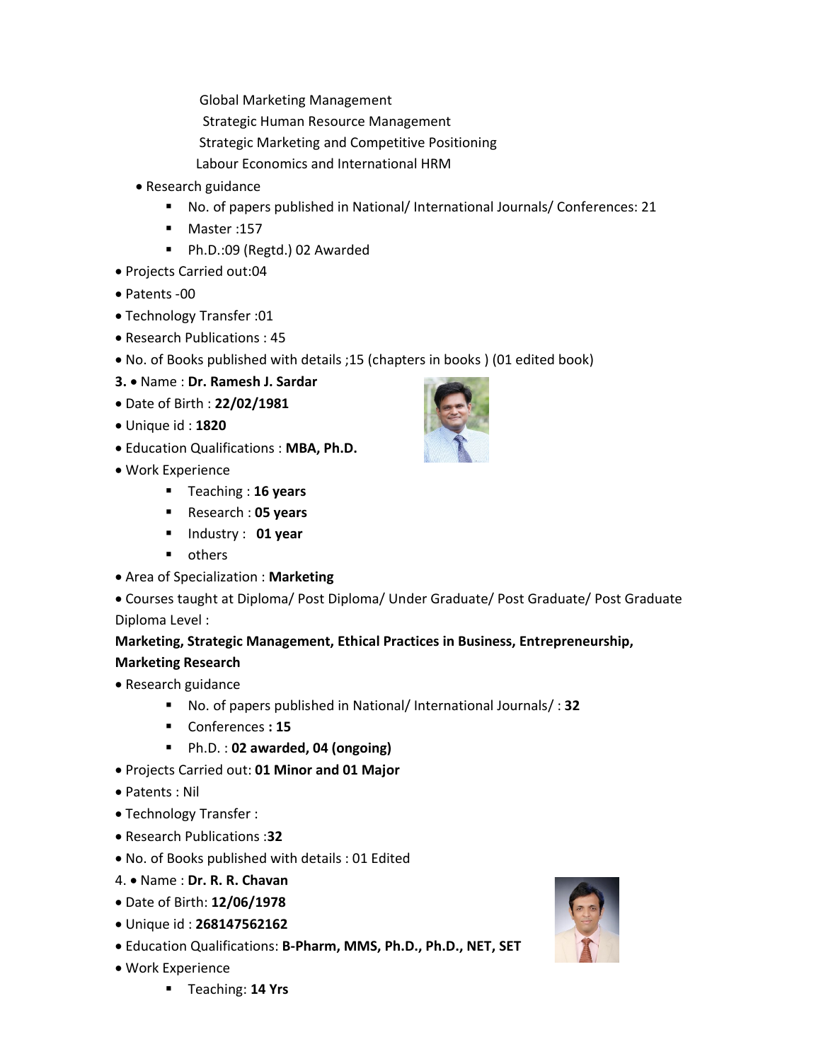Global Marketing Management
Strategic Human Resource Management
Strategic Marketing and Competitive Positioning
Labour Economics and International HRM

- Research guidance
  - No. of papers published in National/ International Journals/ Conferences: 21
  - Master :157
  - Ph.D.:09 (Regtd.) 02 Awarded
- Projects Carried out:04
- Patents -00
- Technology Transfer :01
- Research Publications : 45
- No. of Books published with details ;15 (chapters in books ) (01 edited book)

3. • Name : **Dr. Ramesh J. Sardar**

- Date of Birth : **22/02/1981**
- Unique id : **1820**
- Education Qualifications : **MBA, Ph.D.**
- Work Experience
  - Teaching : **16 years**
  - Research : **05 years**
  - Industry : **01 year**
  - others
- Area of Specialization : **Marketing**
- Courses taught at Diploma/ Post Diploma/ Under Graduate/ Post Graduate/ Post Graduate Diploma Level :

**Marketing, Strategic Management, Ethical Practices in Business, Entrepreneurship, Marketing Research**

- Research guidance
  - No. of papers published in National/ International Journals/ : **32**
  - Conferences **: 15**
  - Ph.D. : **02 awarded, 04 (ongoing)**
- Projects Carried out: **01 Minor and 01 Major**
- Patents : Nil
- Technology Transfer :
- Research Publications :**32**
- No. of Books published with details : 01 Edited

4. • Name : **Dr. R. R. Chavan**

- Date of Birth: **12/06/1978**
- Unique id : **268147562162**
- Education Qualifications: **B-Pharm, MMS, Ph.D., Ph.D., NET, SET**
- Work Experience
  - Teaching: **14 Yrs**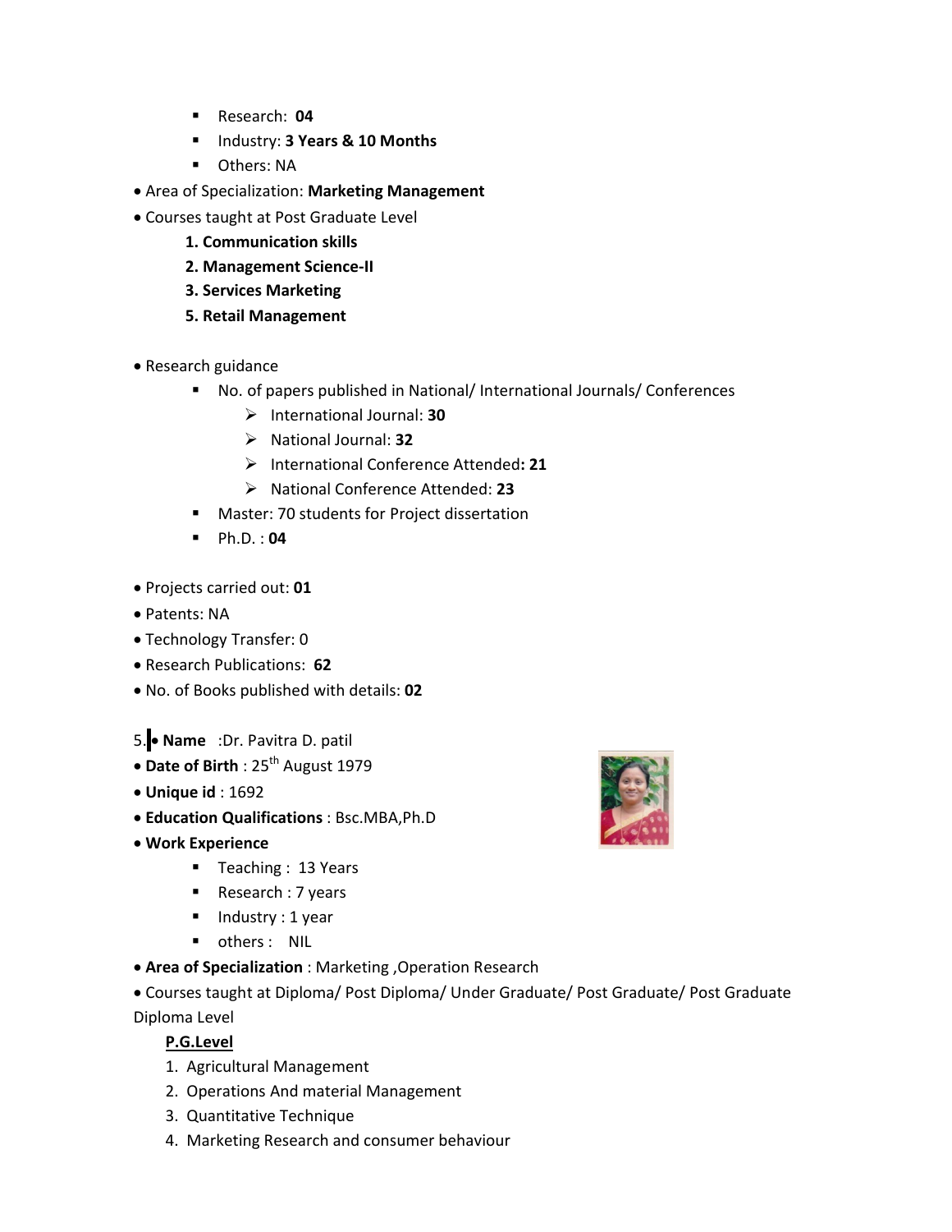- Research: **04**
- Industry: **3 Years & 10 Months**
- Others: NA

- Area of Specialization: **Marketing Management**
- Courses taught at Post Graduate Level

  **1. Communication skills**

  **2. Management Science-II**

  **3. Services Marketing**

  **5. Retail Management**

- Research guidance
  - No. of papers published in National/ International Journals/ Conferences
    - International Journal: **30**
    - National Journal: **32**
    - International Conference Attended**: 21**
    - National Conference Attended: **23**
  - Master: 70 students for Project dissertation
  - Ph.D. : **04**

- Projects carried out: **01**
- Patents: NA
- Technology Transfer: 0
- Research Publications: **62**
- No. of Books published with details: **02**

5. • **Name** :Dr. Pavitra D. patil

- **Date of Birth** : 25th August 1979
- **Unique id** : 1692
- **Education Qualifications** : Bsc.MBA,Ph.D
- **Work Experience**
  - Teaching : 13 Years
  - Research : 7 years
  - Industry : 1 year
  - others : NIL
- **Area of Specialization** : Marketing ,Operation Research
- Courses taught at Diploma/ Post Diploma/ Under Graduate/ Post Graduate/ Post Graduate Diploma Level

  **P.G.Level**

  1. Agricultural Management
  2. Operations And material Management
  3. Quantitative Technique
  4. Marketing Research and consumer behaviour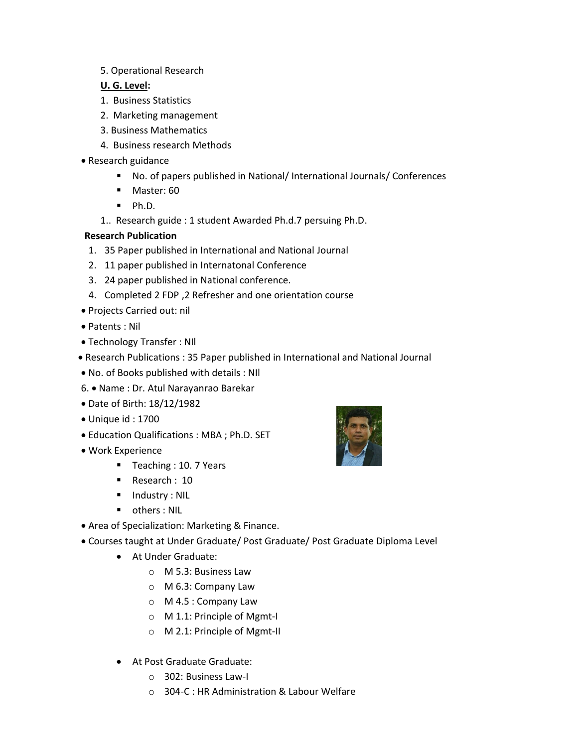5. Operational Research

**U. G. Level:**

1. Business Statistics
2. Marketing management
3. Business Mathematics
4. Business research Methods

- Research guidance
  - No. of papers published in National/ International Journals/ Conferences
  - Master: 60
  - Ph.D.

1.. Research guide : 1 student Awarded Ph.d.7 persuing Ph.D.

**Research Publication**

1. 35 Paper published in International and National Journal
2. 11 paper published in Internatonal Conference
3. 24 paper published in National conference.
4. Completed 2 FDP ,2 Refresher and one orientation course

- Projects Carried out: nil
- Patents : Nil
- Technology Transfer : NIl
- Research Publications : 35 Paper published in International and National Journal
- No. of Books published with details : NIl

6. • Name : Dr. Atul Narayanrao Barekar

- Date of Birth: 18/12/1982
- Unique id : 1700
- Education Qualifications : MBA ; Ph.D. SET
- Work Experience
  - Teaching : 10. 7 Years
  - Research : 10
  - Industry : NIL
  - others : NIL
- Area of Specialization: Marketing & Finance.
- Courses taught at Under Graduate/ Post Graduate/ Post Graduate Diploma Level
  - At Under Graduate:
    - M 5.3: Business Law
    - M 6.3: Company Law
    - M 4.5 : Company Law
    - M 1.1: Principle of Mgmt-I
    - M 2.1: Principle of Mgmt-II
  - At Post Graduate Graduate:
    - 302: Business Law-I
    - 304-C : HR Administration & Labour Welfare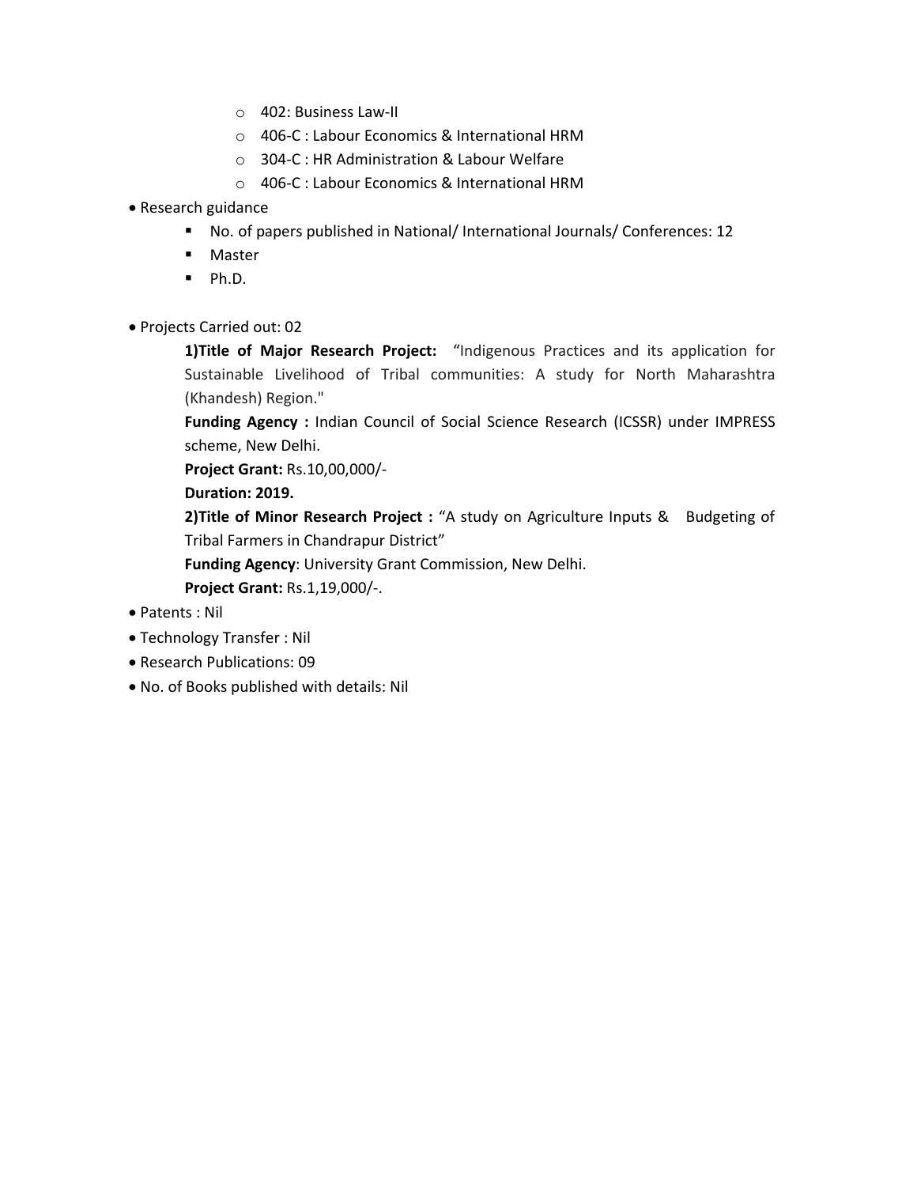- 402: Business Law-II
  - 406-C : Labour Economics & International HRM
  - 304-C : HR Administration & Labour Welfare
  - 406-C : Labour Economics & International HRM

- Research guidance
  - No. of papers published in National/ International Journals/ Conferences: 12
  - Master
  - Ph.D.

- Projects Carried out: 02

  **1)Title of Major Research Project:** "Indigenous Practices and its application for Sustainable Livelihood of Tribal communities: A study for North Maharashtra (Khandesh) Region."

  **Funding Agency :** Indian Council of Social Science Research (ICSSR) under IMPRESS scheme, New Delhi.

  **Project Grant:** Rs.10,00,000/-

  **Duration: 2019.**

  **2)Title of Minor Research Project :** "A study on Agriculture Inputs & Budgeting of Tribal Farmers in Chandrapur District"

  **Funding Agency**: University Grant Commission, New Delhi.

  **Project Grant:** Rs.1,19,000/-.

- Patents : Nil
- Technology Transfer : Nil
- Research Publications: 09
- No. of Books published with details: Nil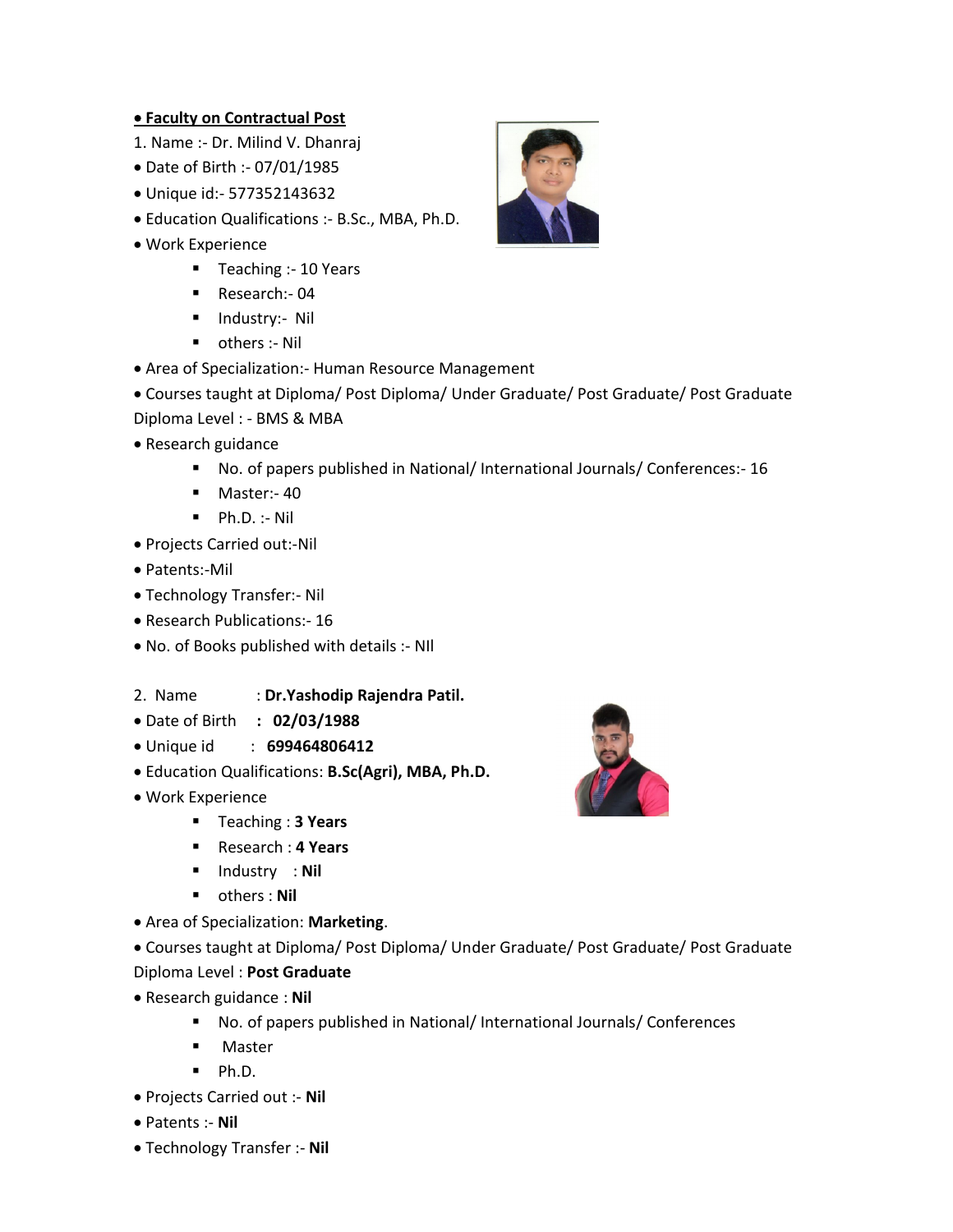- **Faculty on Contractual Post**

1. Name :- Dr. Milind V. Dhanraj

- Date of Birth :- 07/01/1985
- Unique id:- 577352143632
- Education Qualifications :- B.Sc., MBA, Ph.D.
- Work Experience
  - Teaching :- 10 Years
  - Research:- 04
  - Industry:- Nil
  - others :- Nil
- Area of Specialization:- Human Resource Management
- Courses taught at Diploma/ Post Diploma/ Under Graduate/ Post Graduate/ Post Graduate Diploma Level : - BMS & MBA
- Research guidance
  - No. of papers published in National/ International Journals/ Conferences:- 16
  - Master:- 40
  - Ph.D. :- Nil
- Projects Carried out:-Nil
- Patents:-Mil
- Technology Transfer:- Nil
- Research Publications:- 16
- No. of Books published with details :- NIl

2. Name : **Dr.Yashodip Rajendra Patil.**

- Date of Birth **: 02/03/1988**
- Unique id : **699464806412**
- Education Qualifications: **B.Sc(Agri), MBA, Ph.D.**
- Work Experience
  - Teaching : **3 Years**
  - Research : **4 Years**
  - Industry : **Nil**
  - others : **Nil**
- Area of Specialization: **Marketing**.
- Courses taught at Diploma/ Post Diploma/ Under Graduate/ Post Graduate/ Post Graduate Diploma Level : **Post Graduate**
- Research guidance : **Nil**
  - No. of papers published in National/ International Journals/ Conferences
  - Master
  - Ph.D.
- Projects Carried out :- **Nil**
- Patents :- **Nil**
- Technology Transfer :- **Nil**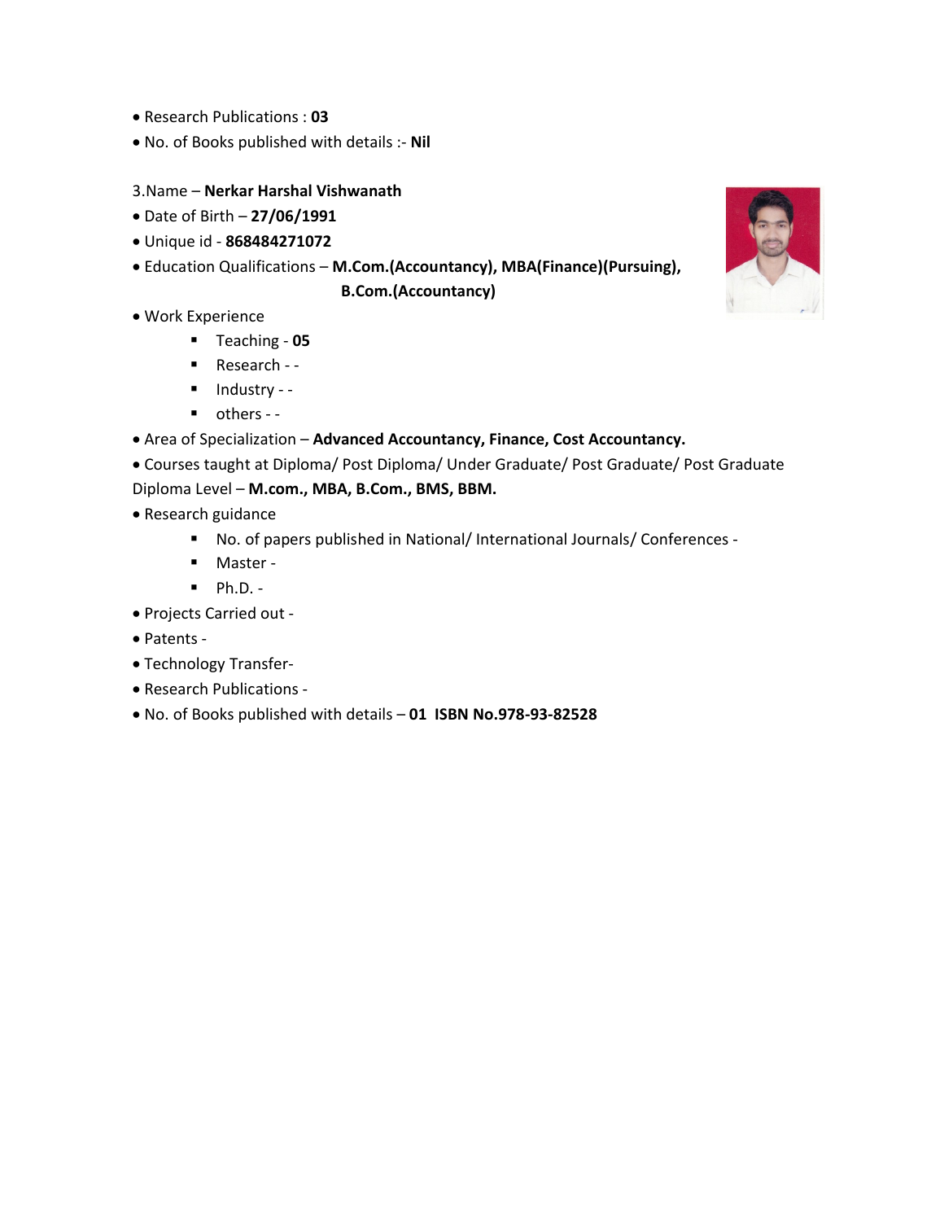- Research Publications : **03**
- No. of Books published with details :- **Nil**

3.Name – **Nerkar Harshal Vishwanath**

- Date of Birth – **27/06/1991**
- Unique id - **868484271072**
- Education Qualifications – **M.Com.(Accountancy), MBA(Finance)(Pursuing), B.Com.(Accountancy)**
- Work Experience
  - Teaching - **05**
  - Research - -
  - Industry - -
  - others - -
- Area of Specialization – **Advanced Accountancy, Finance, Cost Accountancy.**
- Courses taught at Diploma/ Post Diploma/ Under Graduate/ Post Graduate/ Post Graduate Diploma Level – **M.com., MBA, B.Com., BMS, BBM.**
- Research guidance
  - No. of papers published in National/ International Journals/ Conferences -
  - Master -
  - Ph.D. -
- Projects Carried out -
- Patents -
- Technology Transfer-
- Research Publications -
- No. of Books published with details – **01 ISBN No.978-93-82528**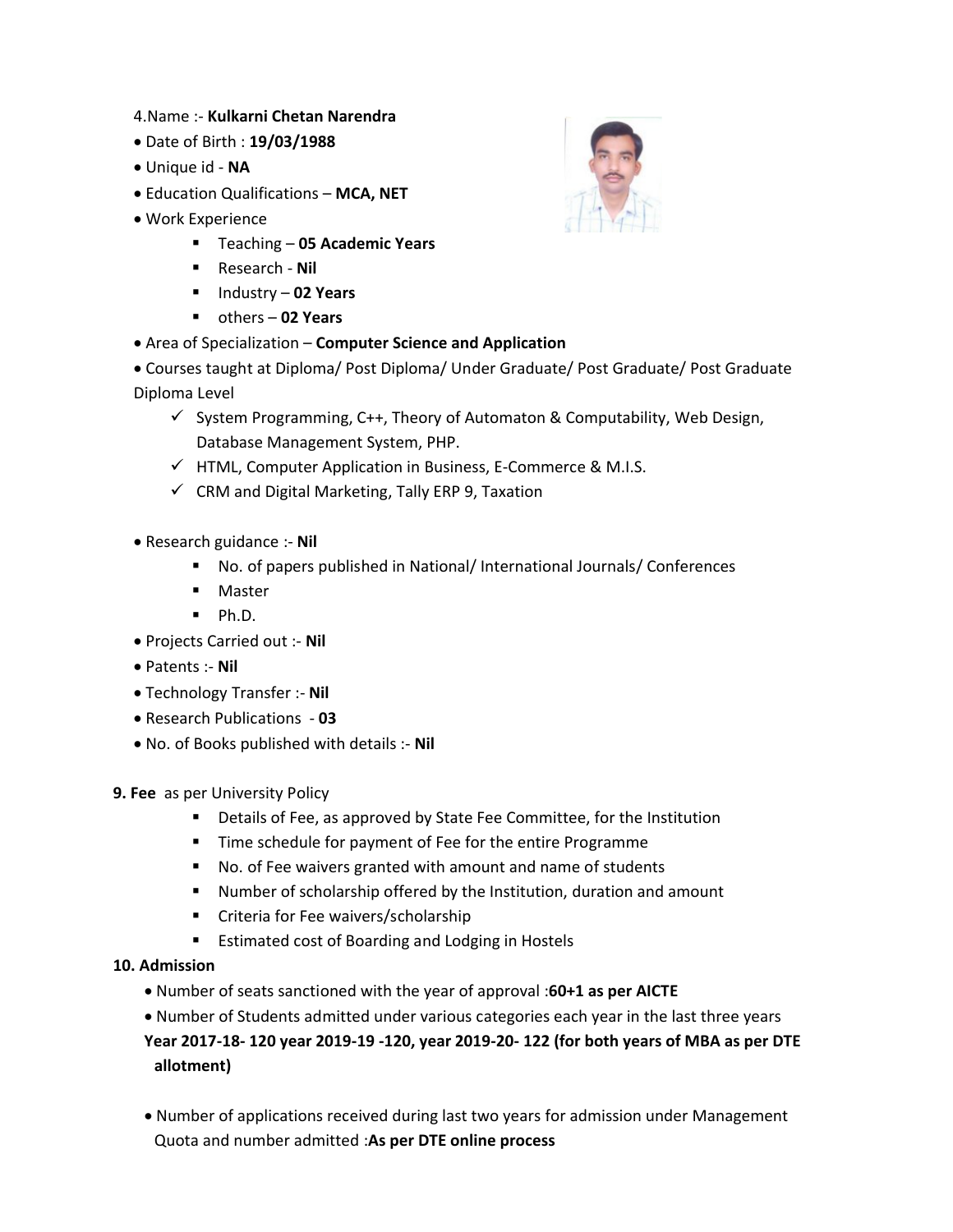4.Name :- **Kulkarni Chetan Narendra**

- Date of Birth : **19/03/1988**
- Unique id - **NA**
- Education Qualifications – **MCA, NET**
- Work Experience
  - Teaching – **05 Academic Years**
  - Research - **Nil**
  - Industry – **02 Years**
  - others – **02 Years**
- Area of Specialization – **Computer Science and Application**
- Courses taught at Diploma/ Post Diploma/ Under Graduate/ Post Graduate/ Post Graduate Diploma Level
  - ✓ System Programming, C++, Theory of Automaton & Computability, Web Design, Database Management System, PHP.
  - ✓ HTML, Computer Application in Business, E-Commerce & M.I.S.
  - ✓ CRM and Digital Marketing, Tally ERP 9, Taxation
- Research guidance :- **Nil**
  - No. of papers published in National/ International Journals/ Conferences
  - Master
  - Ph.D.
- Projects Carried out :- **Nil**
- Patents :- **Nil**
- Technology Transfer :- **Nil**
- Research Publications - **03**
- No. of Books published with details :- **Nil**

**9. Fee** as per University Policy

- Details of Fee, as approved by State Fee Committee, for the Institution
- Time schedule for payment of Fee for the entire Programme
- No. of Fee waivers granted with amount and name of students
- Number of scholarship offered by the Institution, duration and amount
- Criteria for Fee waivers/scholarship
- Estimated cost of Boarding and Lodging in Hostels

**10. Admission**

- Number of seats sanctioned with the year of approval :**60+1 as per AICTE**
- Number of Students admitted under various categories each year in the last three years

  **Year 2017-18- 120 year 2019-19 -120, year 2019-20- 122 (for both years of MBA as per DTE allotment)**

- Number of applications received during last two years for admission under Management Quota and number admitted :**As per DTE online process**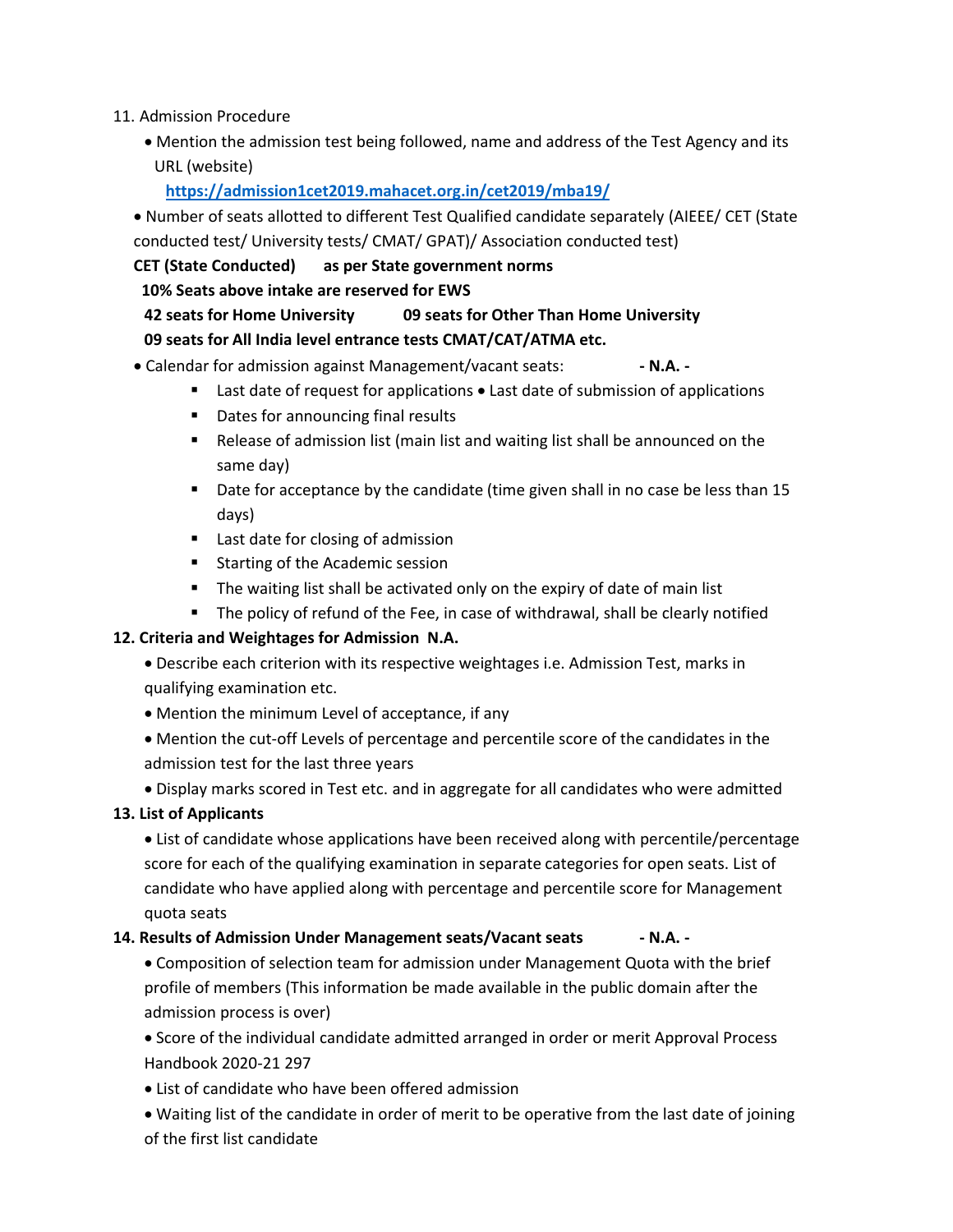11. Admission Procedure

- Mention the admission test being followed, name and address of the Test Agency and its URL (website)

  **https://admission1cet2019.mahacet.org.in/cet2019/mba19/**

- Number of seats allotted to different Test Qualified candidate separately (AIEEE/ CET (State conducted test/ University tests/ CMAT/ GPAT)/ Association conducted test)

**CET (State Conducted) as per State government norms**

**10% Seats above intake are reserved for EWS**

**42 seats for Home University 09 seats for Other Than Home University**

**09 seats for All India level entrance tests CMAT/CAT/ATMA etc.**

- Calendar for admission against Management/vacant seats: **- N.A. -**
  - Last date of request for applications • Last date of submission of applications
  - Dates for announcing final results
  - Release of admission list (main list and waiting list shall be announced on the same day)
  - Date for acceptance by the candidate (time given shall in no case be less than 15 days)
  - Last date for closing of admission
  - Starting of the Academic session
  - The waiting list shall be activated only on the expiry of date of main list
  - The policy of refund of the Fee, in case of withdrawal, shall be clearly notified

**12. Criteria and Weightages for Admission N.A.**

- Describe each criterion with its respective weightages i.e. Admission Test, marks in qualifying examination etc.
- Mention the minimum Level of acceptance, if any
- Mention the cut-off Levels of percentage and percentile score of the candidates in the admission test for the last three years
- Display marks scored in Test etc. and in aggregate for all candidates who were admitted

**13. List of Applicants**

- List of candidate whose applications have been received along with percentile/percentage score for each of the qualifying examination in separate categories for open seats. List of candidate who have applied along with percentage and percentile score for Management quota seats

**14. Results of Admission Under Management seats/Vacant seats - N.A. -**

- Composition of selection team for admission under Management Quota with the brief profile of members (This information be made available in the public domain after the admission process is over)
- Score of the individual candidate admitted arranged in order or merit Approval Process Handbook 2020-21 297
- List of candidate who have been offered admission
- Waiting list of the candidate in order of merit to be operative from the last date of joining of the first list candidate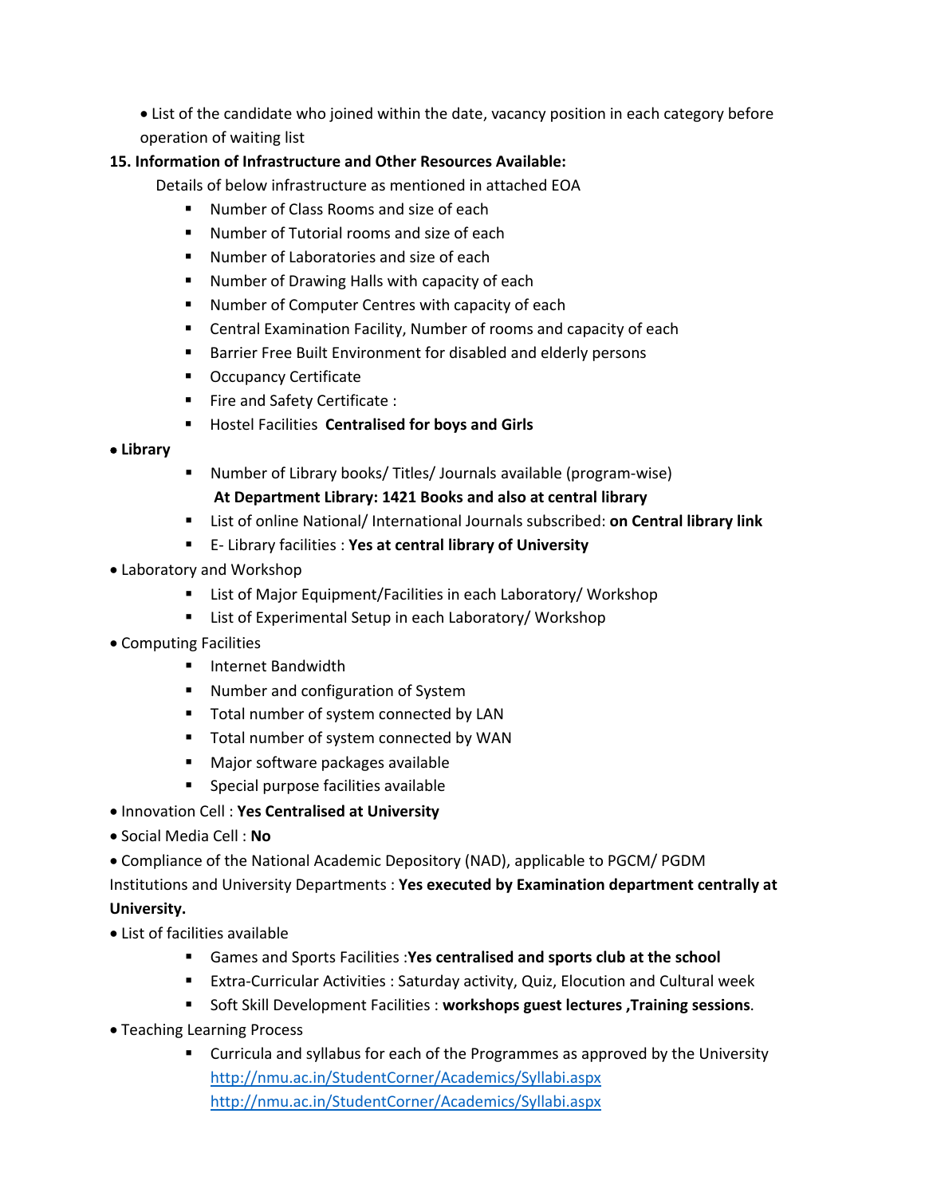- List of the candidate who joined within the date, vacancy position in each category before operation of waiting list

**15. Information of Infrastructure and Other Resources Available:**

Details of below infrastructure as mentioned in attached EOA

- Number of Class Rooms and size of each
- Number of Tutorial rooms and size of each
- Number of Laboratories and size of each
- Number of Drawing Halls with capacity of each
- Number of Computer Centres with capacity of each
- Central Examination Facility, Number of rooms and capacity of each
- Barrier Free Built Environment for disabled and elderly persons
- Occupancy Certificate
- Fire and Safety Certificate :
- Hostel Facilities **Centralised for boys and Girls**

- **Library**
  - Number of Library books/ Titles/ Journals available (program-wise) **At Department Library: 1421 Books and also at central library**
  - List of online National/ International Journals subscribed: **on Central library link**
  - E- Library facilities : **Yes at central library of University**
- Laboratory and Workshop
  - List of Major Equipment/Facilities in each Laboratory/ Workshop
  - List of Experimental Setup in each Laboratory/ Workshop
- Computing Facilities
  - Internet Bandwidth
  - Number and configuration of System
  - Total number of system connected by LAN
  - Total number of system connected by WAN
  - Major software packages available
  - Special purpose facilities available
- Innovation Cell : **Yes Centralised at University**
- Social Media Cell : **No**
- Compliance of the National Academic Depository (NAD), applicable to PGCM/ PGDM Institutions and University Departments : **Yes executed by Examination department centrally at University.**
- List of facilities available
  - Games and Sports Facilities :**Yes centralised and sports club at the school**
  - Extra-Curricular Activities : Saturday activity, Quiz, Elocution and Cultural week
  - Soft Skill Development Facilities : **workshops guest lectures ,Training sessions**.
- Teaching Learning Process
  - Curricula and syllabus for each of the Programmes as approved by the University
    http://nmu.ac.in/StudentCorner/Academics/Syllabi.aspx
    http://nmu.ac.in/StudentCorner/Academics/Syllabi.aspx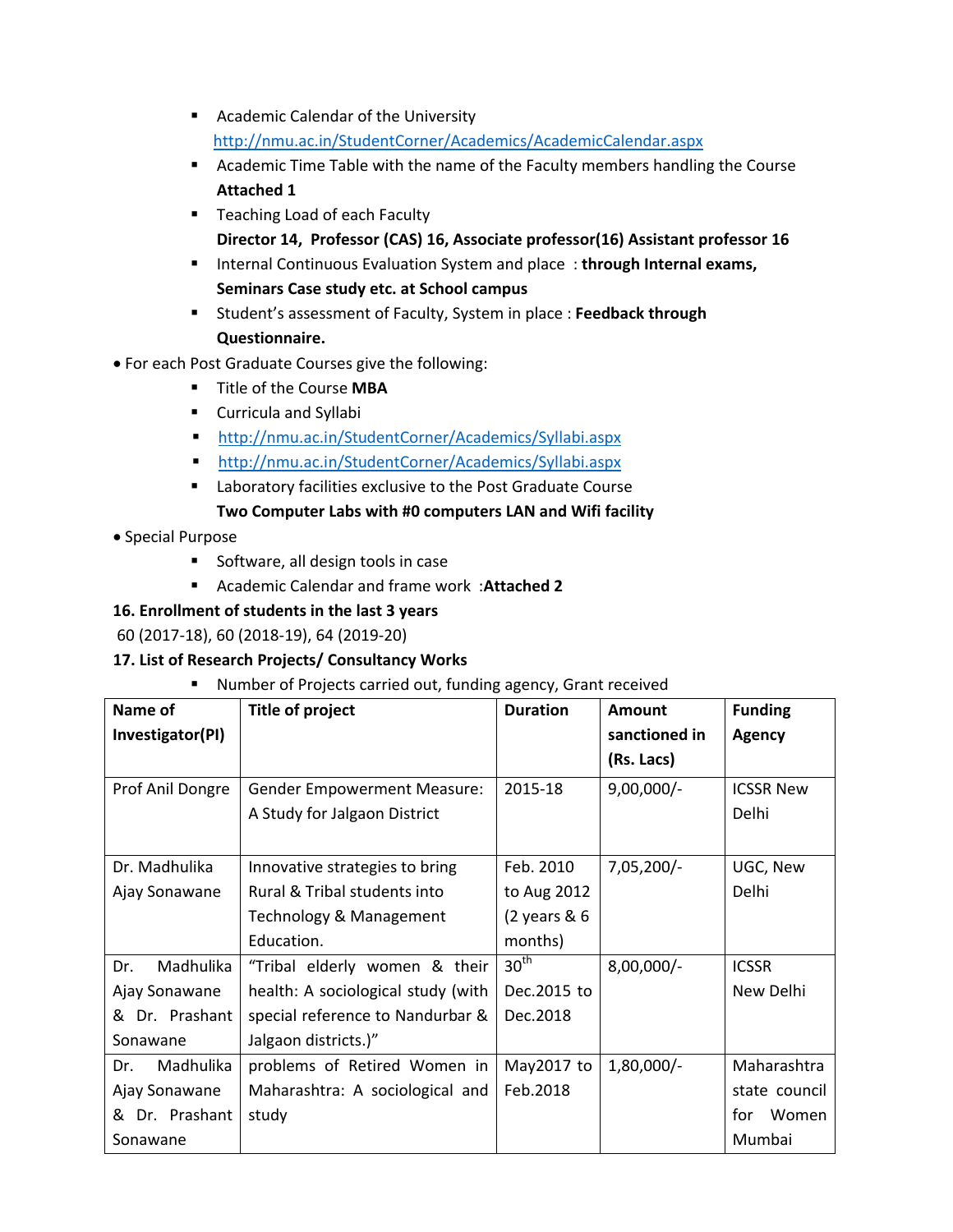- Academic Calendar of the University
  http://nmu.ac.in/StudentCorner/Academics/AcademicCalendar.aspx
- Academic Time Table with the name of the Faculty members handling the Course
  **Attached 1**
- Teaching Load of each Faculty
  **Director 14, Professor (CAS) 16, Associate professor(16) Assistant professor 16**
- Internal Continuous Evaluation System and place : **through Internal exams, Seminars Case study etc. at School campus**
- Student's assessment of Faculty, System in place : **Feedback through Questionnaire.**

- For each Post Graduate Courses give the following:
  - Title of the Course **MBA**
  - Curricula and Syllabi
  - http://nmu.ac.in/StudentCorner/Academics/Syllabi.aspx
  - http://nmu.ac.in/StudentCorner/Academics/Syllabi.aspx
  - Laboratory facilities exclusive to the Post Graduate Course
    **Two Computer Labs with #0 computers LAN and Wifi facility**
- Special Purpose
  - Software, all design tools in case
  - Academic Calendar and frame work :**Attached 2**

**16. Enrollment of students in the last 3 years**

60 (2017-18), 60 (2018-19), 64 (2019-20)

**17. List of Research Projects/ Consultancy Works**

- Number of Projects carried out, funding agency, Grant received

| Name of Investigator(PI) | Title of project | Duration | Amount sanctioned in (Rs. Lacs) | Funding Agency |
|---|---|---|---|---|
| Prof Anil Dongre | Gender Empowerment Measure: A Study for Jalgaon District | 2015-18 | 9,00,000/- | ICSSR New Delhi |
| Dr. Madhulika Ajay Sonawane | Innovative strategies to bring Rural & Tribal students into Technology & Management Education. | Feb. 2010 to Aug 2012 (2 years & 6 months) | 7,05,200/- | UGC, New Delhi |
| Dr. Madhulika Ajay Sonawane & Dr. Prashant Sonawane | "Tribal elderly women & their health: A sociological study (with special reference to Nandurbar & Jalgaon districts.)" | 30th Dec.2015 to Dec.2018 | 8,00,000/- | ICSSR New Delhi |
| Dr. Madhulika Ajay Sonawane & Dr. Prashant Sonawane | problems of Retired Women in Maharashtra: A sociological and study | May2017 to Feb.2018 | 1,80,000/- | Maharashtra state council for Women Mumbai |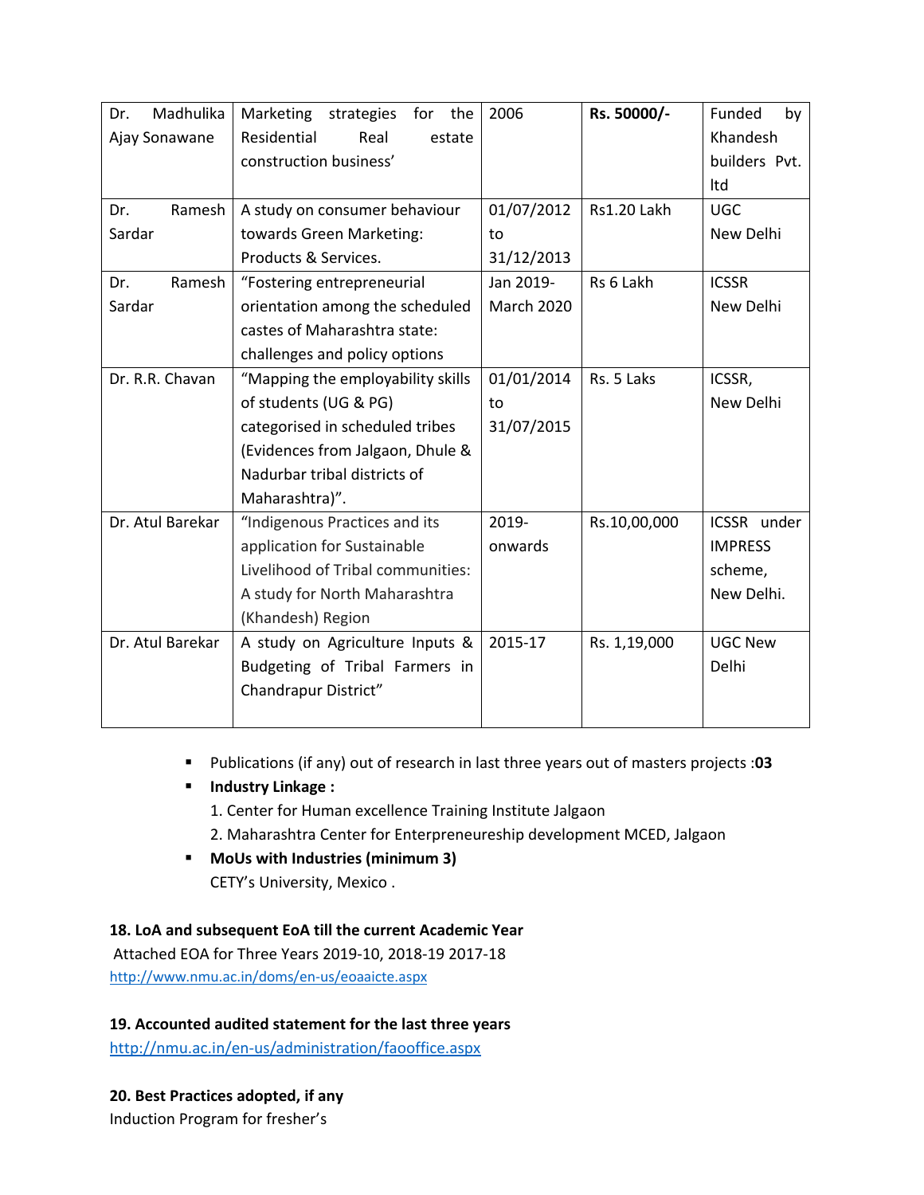| Dr. Madhulika Ajay Sonawane | Marketing strategies for the Residential Real estate construction business' | 2006 | **Rs. 50000/-** | Funded by Khandesh builders Pvt. ltd |
|---|---|---|---|---|
| Dr. Ramesh Sardar | A study on consumer behaviour towards Green Marketing: Products & Services. | 01/07/2012 to 31/12/2013 | Rs1.20 Lakh | UGC New Delhi |
| Dr. Ramesh Sardar | "Fostering entrepreneurial orientation among the scheduled castes of Maharashtra state: challenges and policy options | Jan 2019- March 2020 | Rs 6 Lakh | ICSSR New Delhi |
| Dr. R.R. Chavan | "Mapping the employability skills of students (UG & PG) categorised in scheduled tribes (Evidences from Jalgaon, Dhule & Nadurbar tribal districts of Maharashtra)". | 01/01/2014 to 31/07/2015 | Rs. 5 Laks | ICSSR, New Delhi |
| Dr. Atul Barekar | "Indigenous Practices and its application for Sustainable Livelihood of Tribal communities: A study for North Maharashtra (Khandesh) Region | 2019- onwards | Rs.10,00,000 | ICSSR under IMPRESS scheme, New Delhi. |
| Dr. Atul Barekar | A study on Agriculture Inputs & Budgeting of Tribal Farmers in Chandrapur District" | 2015-17 | Rs. 1,19,000 | UGC New Delhi |

- Publications (if any) out of research in last three years out of masters projects :**03**
- **Industry Linkage :**
  1. Center for Human excellence Training Institute Jalgaon
  2. Maharashtra Center for Enterpreneureship development MCED, Jalgaon
- **MoUs with Industries (minimum 3)**
  CETY's University, Mexico .

**18. LoA and subsequent EoA till the current Academic Year**

Attached EOA for Three Years 2019-10, 2018-19 2017-18

http://www.nmu.ac.in/doms/en-us/eoaaicte.aspx

**19. Accounted audited statement for the last three years**

http://nmu.ac.in/en-us/administration/faooffice.aspx

**20. Best Practices adopted, if any**

Induction Program for fresher's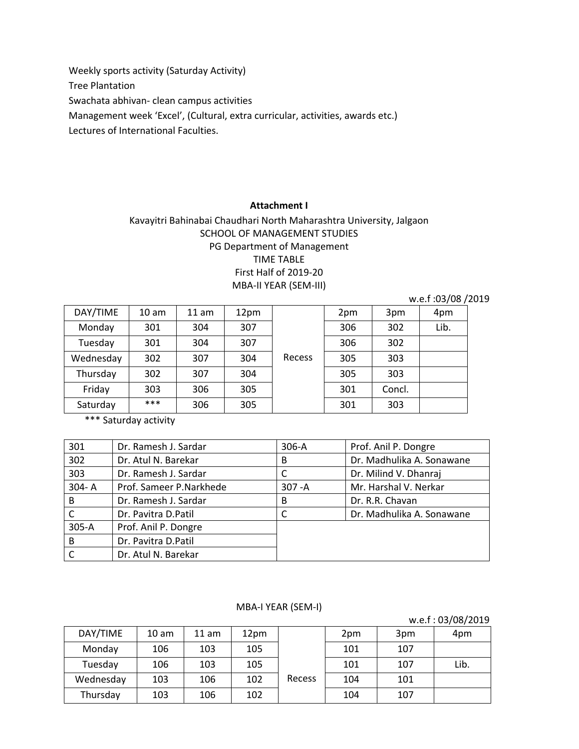Weekly sports activity (Saturday Activity)

Tree Plantation

Swachata abhivan- clean campus activities

Management week 'Excel', (Cultural, extra curricular, activities, awards etc.)

Lectures of International Faculties.

**Attachment I**

Kavayitri Bahinabai Chaudhari North Maharashtra University, Jalgaon

SCHOOL OF MANAGEMENT STUDIES

PG Department of Management

TIME TABLE

First Half of 2019-20

MBA-II YEAR (SEM-III)

w.e.f :03/08 /2019

| DAY/TIME | 10 am | 11 am | 12pm | | 2pm | 3pm | 4pm |
|---|---|---|---|---|---|---|---|
| Monday | 301 | 304 | 307 | | 306 | 302 | Lib. |
| Tuesday | 301 | 304 | 307 | | 306 | 302 | |
| Wednesday | 302 | 307 | 304 | Recess | 305 | 303 | |
| Thursday | 302 | 307 | 304 | | 305 | 303 | |
| Friday | 303 | 306 | 305 | | 301 | Concl. | |
| Saturday | *** | 306 | 305 | | 301 | 303 | |

*** Saturday activity

| 301 | Dr. Ramesh J. Sardar | 306-A | Prof. Anil P. Dongre |
|---|---|---|---|
| 302 | Dr. Atul N. Barekar | B | Dr. Madhulika A. Sonawane |
| 303 | Dr. Ramesh J. Sardar | C | Dr. Milind V. Dhanraj |
| 304- A | Prof. Sameer P.Narkhede | 307 -A | Mr. Harshal V. Nerkar |
| B | Dr. Ramesh J. Sardar | B | Dr. R.R. Chavan |
| C | Dr. Pavitra D.Patil | C | Dr. Madhulika A. Sonawane |
| 305-A | Prof. Anil P. Dongre | | |
| B | Dr. Pavitra D.Patil | | |
| C | Dr. Atul N. Barekar | | |

MBA-I YEAR (SEM-I)

w.e.f : 03/08/2019

| DAY/TIME | 10 am | 11 am | 12pm | | 2pm | 3pm | 4pm |
|---|---|---|---|---|---|---|---|
| Monday | 106 | 103 | 105 | | 101 | 107 | |
| Tuesday | 106 | 103 | 105 | | 101 | 107 | Lib. |
| Wednesday | 103 | 106 | 102 | Recess | 104 | 101 | |
| Thursday | 103 | 106 | 102 | | 104 | 107 | |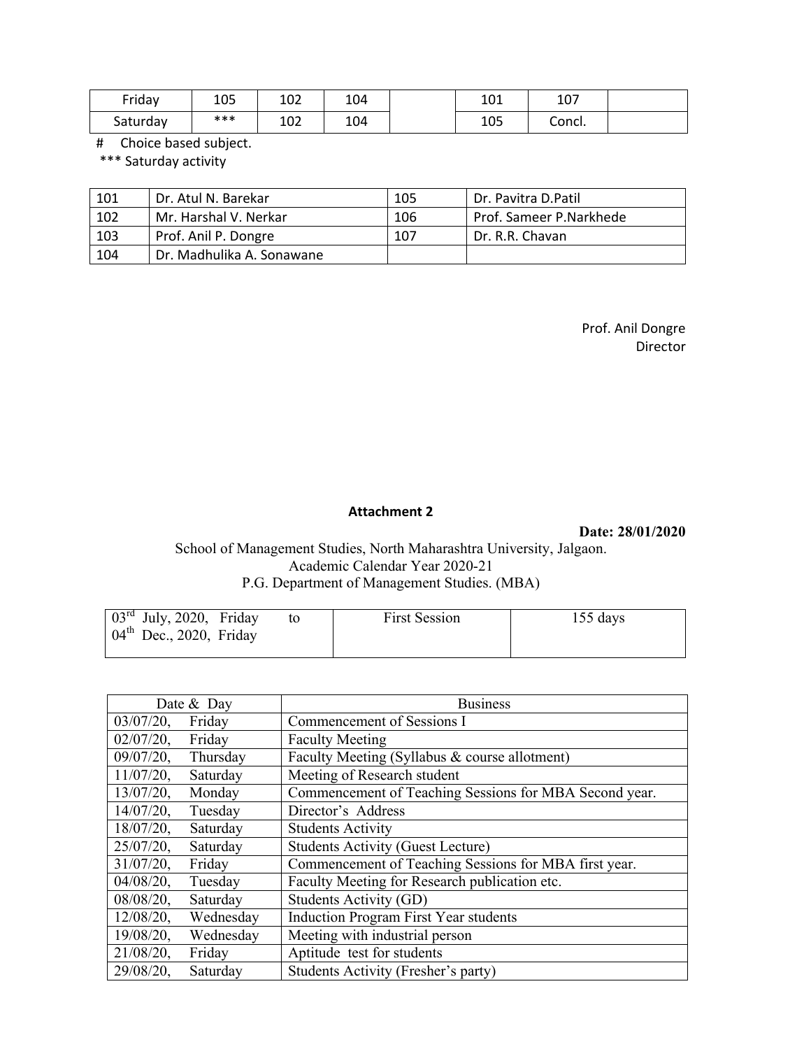| Friday | 105 | 102 | 104 | | 101 | 107 | |
|---|---|---|---|---|---|---|---|
| Saturday | *** | 102 | 104 | | 105 | Concl. | |

\# Choice based subject.

*** Saturday activity

| 101 | Dr. Atul N. Barekar | 105 | Dr. Pavitra D.Patil |
|---|---|---|---|
| 102 | Mr. Harshal V. Nerkar | 106 | Prof. Sameer P.Narkhede |
| 103 | Prof. Anil P. Dongre | 107 | Dr. R.R. Chavan |
| 104 | Dr. Madhulika A. Sonawane | | |

Prof. Anil Dongre
Director

**Attachment 2**

**Date: 28/01/2020**

School of Management Studies, North Maharashtra University, Jalgaon.
Academic Calendar Year 2020-21
P.G. Department of Management Studies. (MBA)

| 03rd July, 2020, Friday to 04th Dec., 2020, Friday | First Session | 155 days |
|---|---|---|

| Date & Day | Business |
|---|---|
| 03/07/20, Friday | Commencement of Sessions I |
| 02/07/20, Friday | Faculty Meeting |
| 09/07/20, Thursday | Faculty Meeting (Syllabus & course allotment) |
| 11/07/20, Saturday | Meeting of Research student |
| 13/07/20, Monday | Commencement of Teaching Sessions for MBA Second year. |
| 14/07/20, Tuesday | Director's Address |
| 18/07/20, Saturday | Students Activity |
| 25/07/20, Saturday | Students Activity (Guest Lecture) |
| 31/07/20, Friday | Commencement of Teaching Sessions for MBA first year. |
| 04/08/20, Tuesday | Faculty Meeting for Research publication etc. |
| 08/08/20, Saturday | Students Activity (GD) |
| 12/08/20, Wednesday | Induction Program First Year students |
| 19/08/20, Wednesday | Meeting with industrial person |
| 21/08/20, Friday | Aptitude test for students |
| 29/08/20, Saturday | Students Activity (Fresher's party) |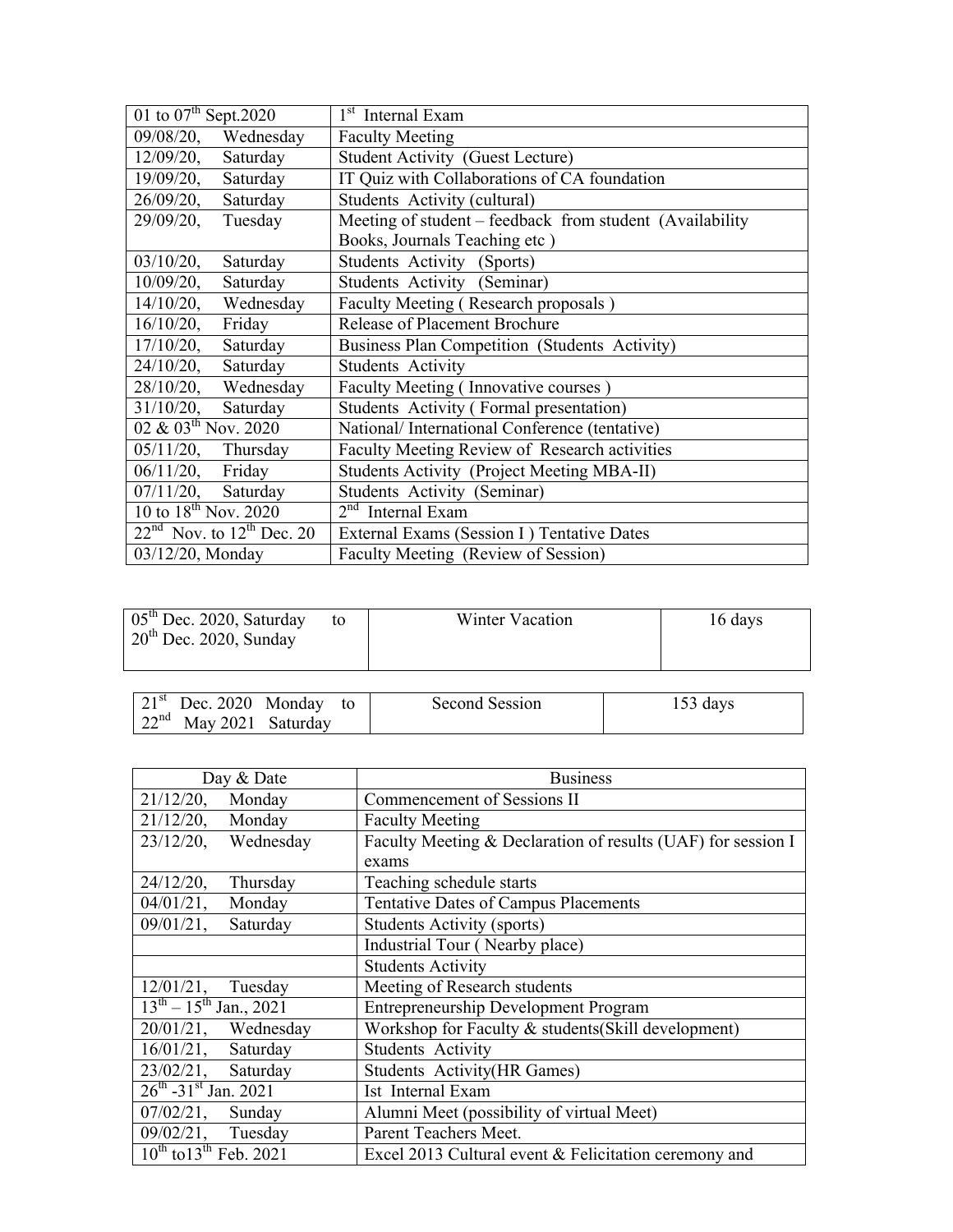| | |
|---|---|
| 01 to 07th Sept.2020 | 1st Internal Exam |
| 09/08/20, Wednesday | Faculty Meeting |
| 12/09/20, Saturday | Student Activity (Guest Lecture) |
| 19/09/20, Saturday | IT Quiz with Collaborations of CA foundation |
| 26/09/20, Saturday | Students Activity (cultural) |
| 29/09/20, Tuesday | Meeting of student – feedback from student (Availability Books, Journals Teaching etc ) |
| 03/10/20, Saturday | Students Activity (Sports) |
| 10/09/20, Saturday | Students Activity (Seminar) |
| 14/10/20, Wednesday | Faculty Meeting ( Research proposals ) |
| 16/10/20, Friday | Release of Placement Brochure |
| 17/10/20, Saturday | Business Plan Competition (Students Activity) |
| 24/10/20, Saturday | Students Activity |
| 28/10/20, Wednesday | Faculty Meeting ( Innovative courses ) |
| 31/10/20, Saturday | Students Activity ( Formal presentation) |
| 02 & 03th Nov. 2020 | National/ International Conference (tentative) |
| 05/11/20, Thursday | Faculty Meeting Review of Research activities |
| 06/11/20, Friday | Students Activity (Project Meeting MBA-II) |
| 07/11/20, Saturday | Students Activity (Seminar) |
| 10 to 18th Nov. 2020 | 2nd Internal Exam |
| 22nd Nov. to 12th Dec. 20 | External Exams (Session I ) Tentative Dates |
| 03/12/20, Monday | Faculty Meeting (Review of Session) |

| | | |
|---|---|---|
| 05th Dec. 2020, Saturday to 20th Dec. 2020, Sunday | Winter Vacation | 16 days |

| | | |
|---|---|---|
| 21st Dec. 2020 Monday to 22nd May 2021 Saturday | Second Session | 153 days |

| Day & Date | Business |
|---|---|
| 21/12/20, Monday | Commencement of Sessions II |
| 21/12/20, Monday | Faculty Meeting |
| 23/12/20, Wednesday | Faculty Meeting & Declaration of results (UAF) for session I exams |
| 24/12/20, Thursday | Teaching schedule starts |
| 04/01/21, Monday | Tentative Dates of Campus Placements |
| 09/01/21, Saturday | Students Activity (sports) |
| | Industrial Tour ( Nearby place) |
| | Students Activity |
| 12/01/21, Tuesday | Meeting of Research students |
| 13th – 15th Jan., 2021 | Entrepreneurship Development Program |
| 20/01/21, Wednesday | Workshop for Faculty & students(Skill development) |
| 16/01/21, Saturday | Students Activity |
| 23/02/21, Saturday | Students Activity(HR Games) |
| 26th -31st Jan. 2021 | Ist Internal Exam |
| 07/02/21, Sunday | Alumni Meet (possibility of virtual Meet) |
| 09/02/21, Tuesday | Parent Teachers Meet. |
| 10th to13th Feb. 2021 | Excel 2013 Cultural event & Felicitation ceremony and |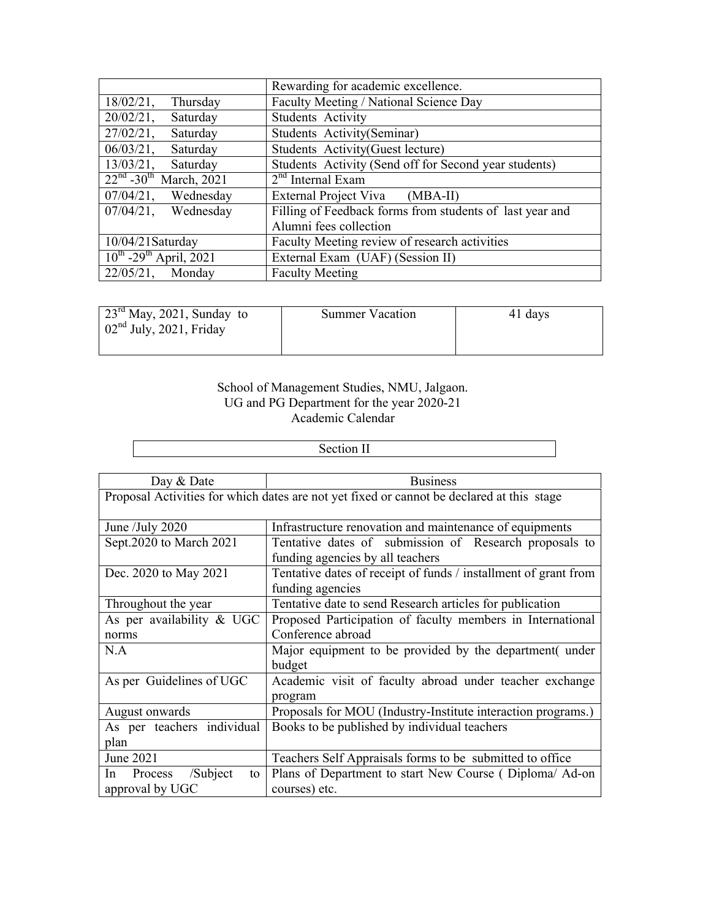| | |
|---|---|
| | Rewarding for academic excellence. |
| 18/02/21, Thursday | Faculty Meeting / National Science Day |
| 20/02/21, Saturday | Students Activity |
| 27/02/21, Saturday | Students Activity(Seminar) |
| 06/03/21, Saturday | Students Activity(Guest lecture) |
| 13/03/21, Saturday | Students Activity (Send off for Second year students) |
| 22nd -30th March, 2021 | 2nd Internal Exam |
| 07/04/21, Wednesday | External Project Viva (MBA-II) |
| 07/04/21, Wednesday | Filling of Feedback forms from students of last year and Alumni fees collection |
| 10/04/21Saturday | Faculty Meeting review of research activities |
| 10th -29th April, 2021 | External Exam (UAF) (Session II) |
| 22/05/21, Monday | Faculty Meeting |

| | | |
|---|---|---|
| 23rd May, 2021, Sunday to 02nd July, 2021, Friday | Summer Vacation | 41 days |

School of Management Studies, NMU, Jalgaon.
UG and PG Department for the year 2020-21
Academic Calendar

Section II

| Day & Date | Business |
|---|---|
| Proposal Activities for which dates are not yet fixed or cannot be declared at this stage | |
| June /July 2020 | Infrastructure renovation and maintenance of equipments |
| Sept.2020 to March 2021 | Tentative dates of submission of Research proposals to funding agencies by all teachers |
| Dec. 2020 to May 2021 | Tentative dates of receipt of funds / installment of grant from funding agencies |
| Throughout the year | Tentative date to send Research articles for publication |
| As per availability & UGC norms | Proposed Participation of faculty members in International Conference abroad |
| N.A | Major equipment to be provided by the department( under budget |
| As per Guidelines of UGC | Academic visit of faculty abroad under teacher exchange program |
| August onwards | Proposals for MOU (Industry-Institute interaction programs.) |
| As per teachers individual plan | Books to be published by individual teachers |
| June 2021 | Teachers Self Appraisals forms to be submitted to office |
| In Process /Subject to approval by UGC | Plans of Department to start New Course ( Diploma/ Ad-on courses) etc. |